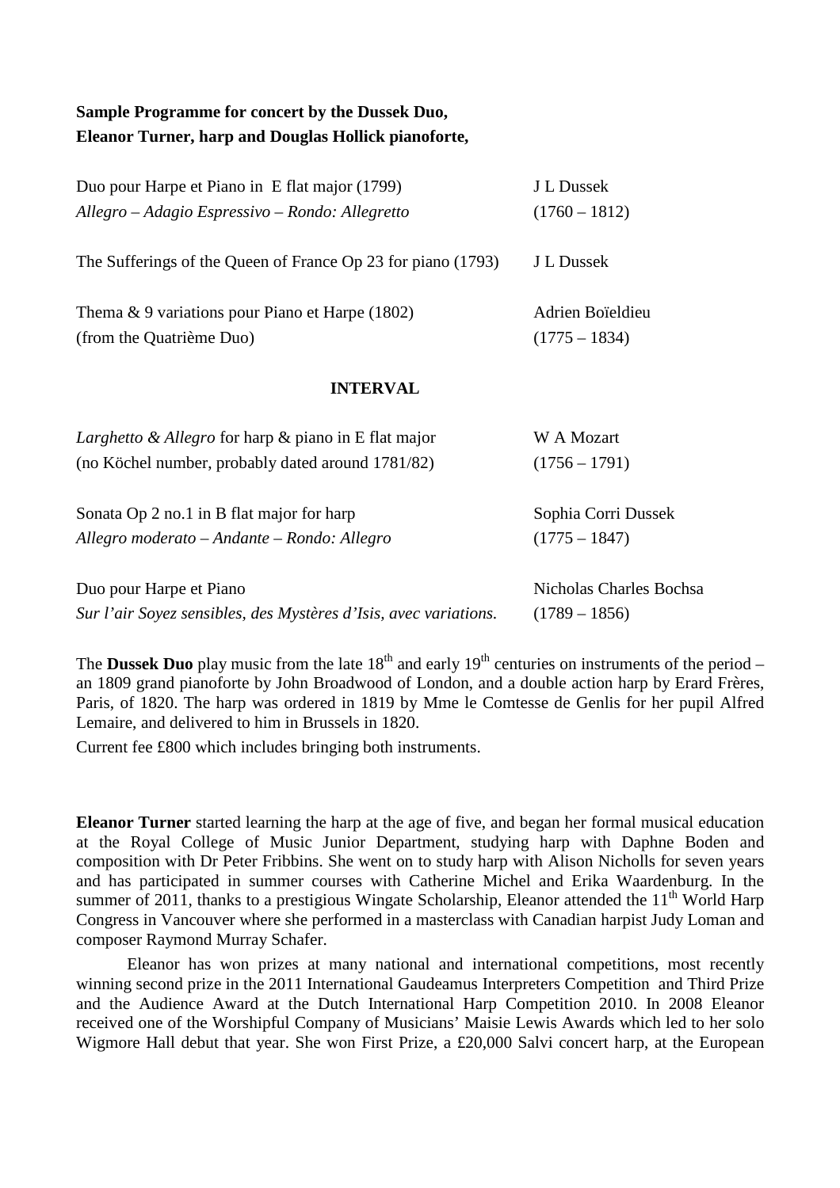**Sample Programme for concert by the Dussek Duo,**
**Eleanor Turner, harp and Douglas Hollick pianoforte,**

| | |
|---|---|
| Duo pour Harpe et Piano in E flat major (1799) | J L Dussek |
| *Allegro – Adagio Espressivo – Rondo: Allegretto* | (1760 – 1812) |
| | |
| The Sufferings of the Queen of France Op 23 for piano (1793) | J L Dussek |
| | |
| Thema & 9 variations pour Piano et Harpe (1802) | Adrien Boïeldieu |
| (from the Quatrième Duo) | (1775 – 1834) |

**INTERVAL**

| | |
|---|---|
| *Larghetto & Allegro* for harp & piano in E flat major | W A Mozart |
| (no Köchel number, probably dated around 1781/82) | (1756 – 1791) |
| | |
| Sonata Op 2 no.1 in B flat major for harp | Sophia Corri Dussek |
| *Allegro moderato – Andante – Rondo: Allegro* | (1775 – 1847) |
| | |
| Duo pour Harpe et Piano | Nicholas Charles Bochsa |
| *Sur l'air Soyez sensibles, des Mystères d'Isis, avec variations.* | (1789 – 1856) |

The **Dussek Duo** play music from the late 18th and early 19th centuries on instruments of the period – an 1809 grand pianoforte by John Broadwood of London, and a double action harp by Erard Frères, Paris, of 1820. The harp was ordered in 1819 by Mme le Comtesse de Genlis for her pupil Alfred Lemaire, and delivered to him in Brussels in 1820.

Current fee £800 which includes bringing both instruments.

**Eleanor Turner** started learning the harp at the age of five, and began her formal musical education at the Royal College of Music Junior Department, studying harp with Daphne Boden and composition with Dr Peter Fribbins. She went on to study harp with Alison Nicholls for seven years and has participated in summer courses with Catherine Michel and Erika Waardenburg. In the summer of 2011, thanks to a prestigious Wingate Scholarship, Eleanor attended the 11th World Harp Congress in Vancouver where she performed in a masterclass with Canadian harpist Judy Loman and composer Raymond Murray Schafer.

Eleanor has won prizes at many national and international competitions, most recently winning second prize in the 2011 International Gaudeamus Interpreters Competition and Third Prize and the Audience Award at the Dutch International Harp Competition 2010. In 2008 Eleanor received one of the Worshipful Company of Musicians' Maisie Lewis Awards which led to her solo Wigmore Hall debut that year. She won First Prize, a £20,000 Salvi concert harp, at the European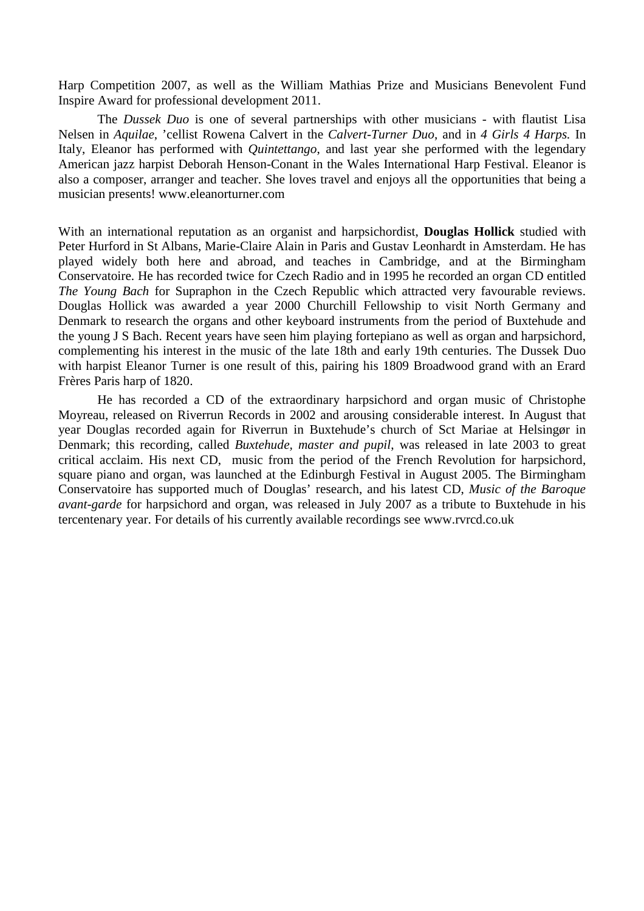Harp Competition 2007, as well as the William Mathias Prize and Musicians Benevolent Fund Inspire Award for professional development 2011.

The *Dussek Duo* is one of several partnerships with other musicians - with flautist Lisa Nelsen in *Aquilae*, 'cellist Rowena Calvert in the *Calvert-Turner Duo*, and in *4 Girls 4 Harps.* In Italy, Eleanor has performed with *Quintettango*, and last year she performed with the legendary American jazz harpist Deborah Henson-Conant in the Wales International Harp Festival. Eleanor is also a composer, arranger and teacher. She loves travel and enjoys all the opportunities that being a musician presents! www.eleanorturner.com

With an international reputation as an organist and harpsichordist, **Douglas Hollick** studied with Peter Hurford in St Albans, Marie-Claire Alain in Paris and Gustav Leonhardt in Amsterdam. He has played widely both here and abroad, and teaches in Cambridge, and at the Birmingham Conservatoire. He has recorded twice for Czech Radio and in 1995 he recorded an organ CD entitled *The Young Bach* for Supraphon in the Czech Republic which attracted very favourable reviews. Douglas Hollick was awarded a year 2000 Churchill Fellowship to visit North Germany and Denmark to research the organs and other keyboard instruments from the period of Buxtehude and the young J S Bach. Recent years have seen him playing fortepiano as well as organ and harpsichord, complementing his interest in the music of the late 18th and early 19th centuries. The Dussek Duo with harpist Eleanor Turner is one result of this, pairing his 1809 Broadwood grand with an Erard Frères Paris harp of 1820.

He has recorded a CD of the extraordinary harpsichord and organ music of Christophe Moyreau, released on Riverrun Records in 2002 and arousing considerable interest. In August that year Douglas recorded again for Riverrun in Buxtehude's church of Sct Mariae at Helsingør in Denmark; this recording, called *Buxtehude, master and pupil*, was released in late 2003 to great critical acclaim. His next CD, music from the period of the French Revolution for harpsichord, square piano and organ, was launched at the Edinburgh Festival in August 2005. The Birmingham Conservatoire has supported much of Douglas' research, and his latest CD, *Music of the Baroque avant-garde* for harpsichord and organ, was released in July 2007 as a tribute to Buxtehude in his tercentenary year. For details of his currently available recordings see www.rvrcd.co.uk